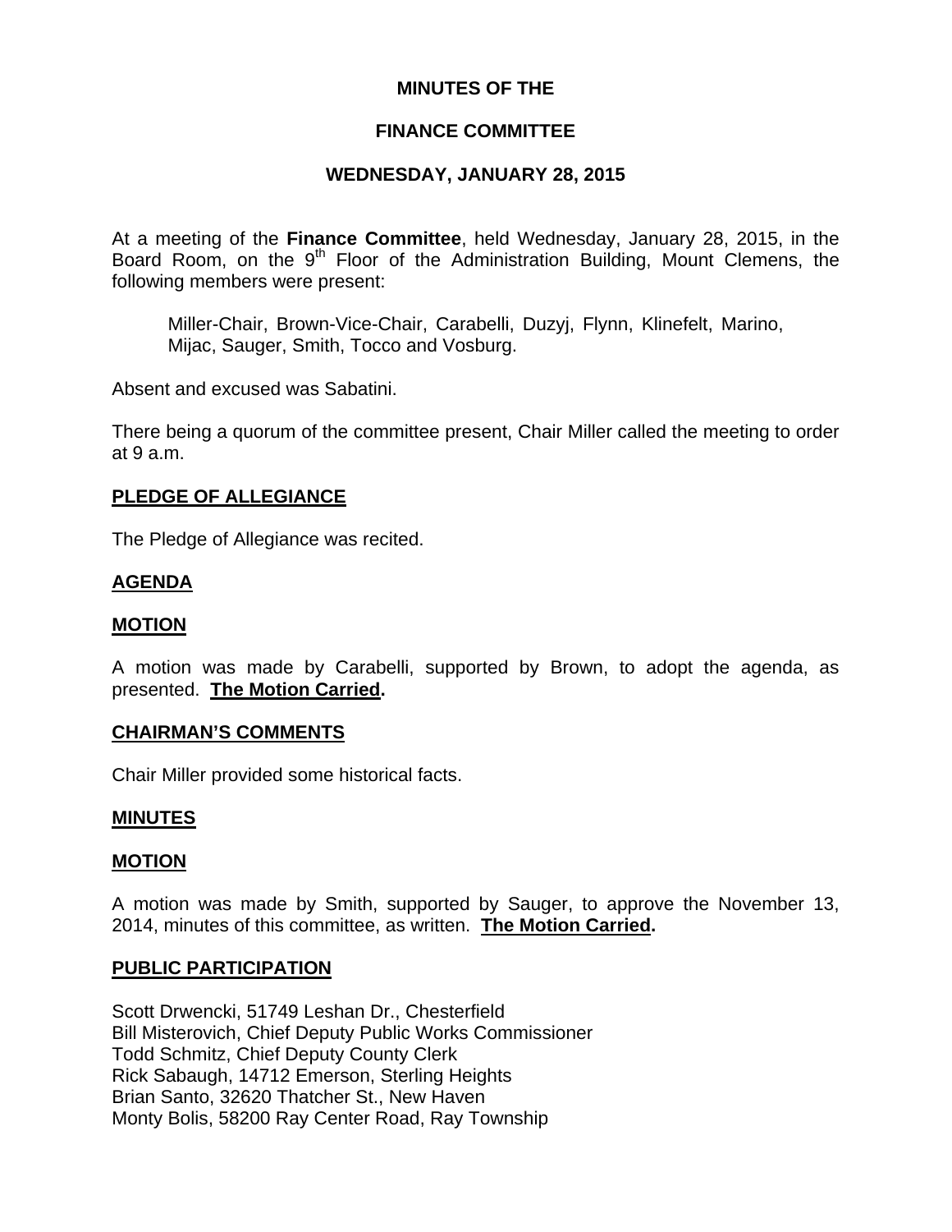**MINUTES OF THE**

**FINANCE COMMITTEE**

**WEDNESDAY, JANUARY 28, 2015**

At a meeting of the **Finance Committee**, held Wednesday, January 28, 2015, in the Board Room, on the 9th Floor of the Administration Building, Mount Clemens, the following members were present:

Miller-Chair, Brown-Vice-Chair, Carabelli, Duzyj, Flynn, Klinefelt, Marino, Mijac, Sauger, Smith, Tocco and Vosburg.

Absent and excused was Sabatini.

There being a quorum of the committee present, Chair Miller called the meeting to order at 9 a.m.

## PLEDGE OF ALLEGIANCE

The Pledge of Allegiance was recited.

## AGENDA

## MOTION

A motion was made by Carabelli, supported by Brown, to adopt the agenda, as presented. **The Motion Carried.**

## CHAIRMAN'S COMMENTS

Chair Miller provided some historical facts.

## MINUTES

## MOTION

A motion was made by Smith, supported by Sauger, to approve the November 13, 2014, minutes of this committee, as written. **The Motion Carried.**

## PUBLIC PARTICIPATION

Scott Drwencki, 51749 Leshan Dr., Chesterfield
Bill Misterovich, Chief Deputy Public Works Commissioner
Todd Schmitz, Chief Deputy County Clerk
Rick Sabaugh, 14712 Emerson, Sterling Heights
Brian Santo, 32620 Thatcher St., New Haven
Monty Bolis, 58200 Ray Center Road, Ray Township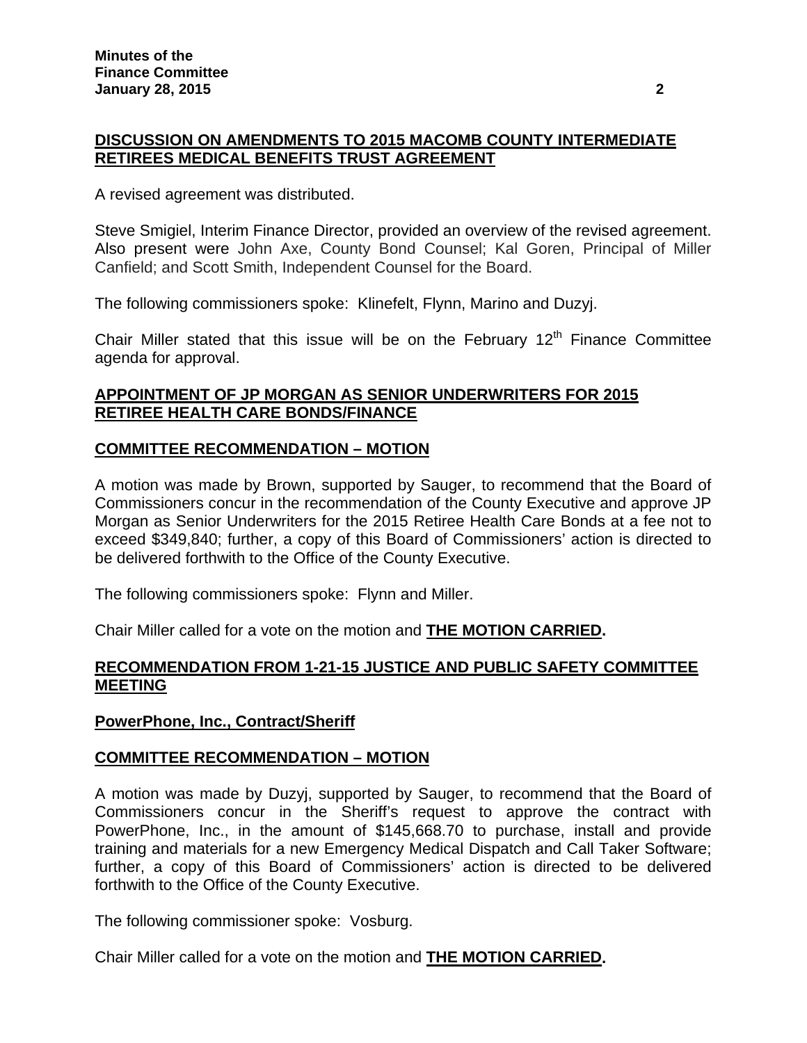**DISCUSSION ON AMENDMENTS TO 2015 MACOMB COUNTY INTERMEDIATE RETIREES MEDICAL BENEFITS TRUST AGREEMENT**

A revised agreement was distributed.

Steve Smigiel, Interim Finance Director, provided an overview of the revised agreement. Also present were John Axe, County Bond Counsel; Kal Goren, Principal of Miller Canfield; and Scott Smith, Independent Counsel for the Board.

The following commissioners spoke: Klinefelt, Flynn, Marino and Duzyj.

Chair Miller stated that this issue will be on the February 12th Finance Committee agenda for approval.

**APPOINTMENT OF JP MORGAN AS SENIOR UNDERWRITERS FOR 2015 RETIREE HEALTH CARE BONDS/FINANCE**

**COMMITTEE RECOMMENDATION – MOTION**

A motion was made by Brown, supported by Sauger, to recommend that the Board of Commissioners concur in the recommendation of the County Executive and approve JP Morgan as Senior Underwriters for the 2015 Retiree Health Care Bonds at a fee not to exceed $349,840; further, a copy of this Board of Commissioners' action is directed to be delivered forthwith to the Office of the County Executive.

The following commissioners spoke: Flynn and Miller.

Chair Miller called for a vote on the motion and **THE MOTION CARRIED.**

**RECOMMENDATION FROM 1-21-15 JUSTICE AND PUBLIC SAFETY COMMITTEE MEETING**

**PowerPhone, Inc., Contract/Sheriff**

**COMMITTEE RECOMMENDATION – MOTION**

A motion was made by Duzyj, supported by Sauger, to recommend that the Board of Commissioners concur in the Sheriff's request to approve the contract with PowerPhone, Inc., in the amount of $145,668.70 to purchase, install and provide training and materials for a new Emergency Medical Dispatch and Call Taker Software; further, a copy of this Board of Commissioners' action is directed to be delivered forthwith to the Office of the County Executive.

The following commissioner spoke: Vosburg.

Chair Miller called for a vote on the motion and **THE MOTION CARRIED.**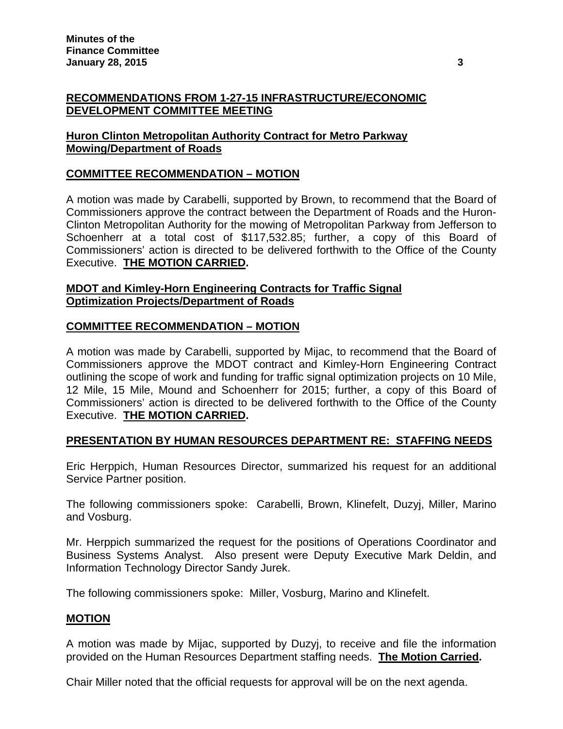## RECOMMENDATIONS FROM 1-27-15 INFRASTRUCTURE/ECONOMIC DEVELOPMENT COMMITTEE MEETING

### Huron Clinton Metropolitan Authority Contract for Metro Parkway Mowing/Department of Roads

#### COMMITTEE RECOMMENDATION – MOTION

A motion was made by Carabelli, supported by Brown, to recommend that the Board of Commissioners approve the contract between the Department of Roads and the Huron-Clinton Metropolitan Authority for the mowing of Metropolitan Parkway from Jefferson to Schoenherr at a total cost of $117,532.85; further, a copy of this Board of Commissioners' action is directed to be delivered forthwith to the Office of the County Executive. **THE MOTION CARRIED.**

### MDOT and Kimley-Horn Engineering Contracts for Traffic Signal Optimization Projects/Department of Roads

#### COMMITTEE RECOMMENDATION – MOTION

A motion was made by Carabelli, supported by Mijac, to recommend that the Board of Commissioners approve the MDOT contract and Kimley-Horn Engineering Contract outlining the scope of work and funding for traffic signal optimization projects on 10 Mile, 12 Mile, 15 Mile, Mound and Schoenherr for 2015; further, a copy of this Board of Commissioners' action is directed to be delivered forthwith to the Office of the County Executive. **THE MOTION CARRIED.**

## PRESENTATION BY HUMAN RESOURCES DEPARTMENT RE: STAFFING NEEDS

Eric Herppich, Human Resources Director, summarized his request for an additional Service Partner position.

The following commissioners spoke: Carabelli, Brown, Klinefelt, Duzyj, Miller, Marino and Vosburg.

Mr. Herppich summarized the request for the positions of Operations Coordinator and Business Systems Analyst. Also present were Deputy Executive Mark Deldin, and Information Technology Director Sandy Jurek.

The following commissioners spoke: Miller, Vosburg, Marino and Klinefelt.

#### MOTION

A motion was made by Mijac, supported by Duzyj, to receive and file the information provided on the Human Resources Department staffing needs. **The Motion Carried.**

Chair Miller noted that the official requests for approval will be on the next agenda.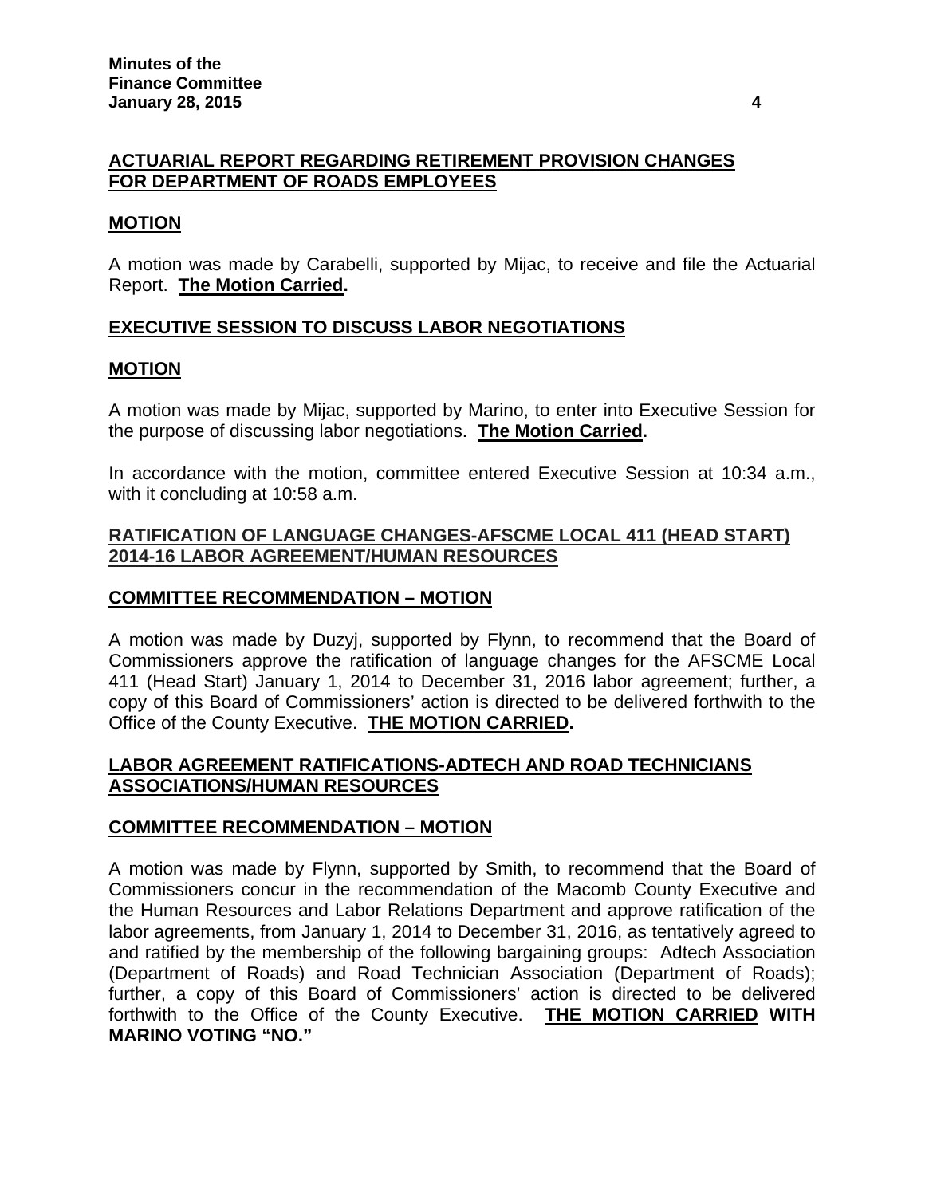## ACTUARIAL REPORT REGARDING RETIREMENT PROVISION CHANGES FOR DEPARTMENT OF ROADS EMPLOYEES

### MOTION

A motion was made by Carabelli, supported by Mijac, to receive and file the Actuarial Report. **The Motion Carried.**

## EXECUTIVE SESSION TO DISCUSS LABOR NEGOTIATIONS

### MOTION

A motion was made by Mijac, supported by Marino, to enter into Executive Session for the purpose of discussing labor negotiations. **The Motion Carried.**

In accordance with the motion, committee entered Executive Session at 10:34 a.m., with it concluding at 10:58 a.m.

## RATIFICATION OF LANGUAGE CHANGES-AFSCME LOCAL 411 (HEAD START) 2014-16 LABOR AGREEMENT/HUMAN RESOURCES

### COMMITTEE RECOMMENDATION – MOTION

A motion was made by Duzyj, supported by Flynn, to recommend that the Board of Commissioners approve the ratification of language changes for the AFSCME Local 411 (Head Start) January 1, 2014 to December 31, 2016 labor agreement; further, a copy of this Board of Commissioners' action is directed to be delivered forthwith to the Office of the County Executive. **THE MOTION CARRIED.**

## LABOR AGREEMENT RATIFICATIONS-ADTECH AND ROAD TECHNICIANS ASSOCIATIONS/HUMAN RESOURCES

### COMMITTEE RECOMMENDATION – MOTION

A motion was made by Flynn, supported by Smith, to recommend that the Board of Commissioners concur in the recommendation of the Macomb County Executive and the Human Resources and Labor Relations Department and approve ratification of the labor agreements, from January 1, 2014 to December 31, 2016, as tentatively agreed to and ratified by the membership of the following bargaining groups: Adtech Association (Department of Roads) and Road Technician Association (Department of Roads); further, a copy of this Board of Commissioners' action is directed to be delivered forthwith to the Office of the County Executive. **THE MOTION CARRIED WITH MARINO VOTING "NO."**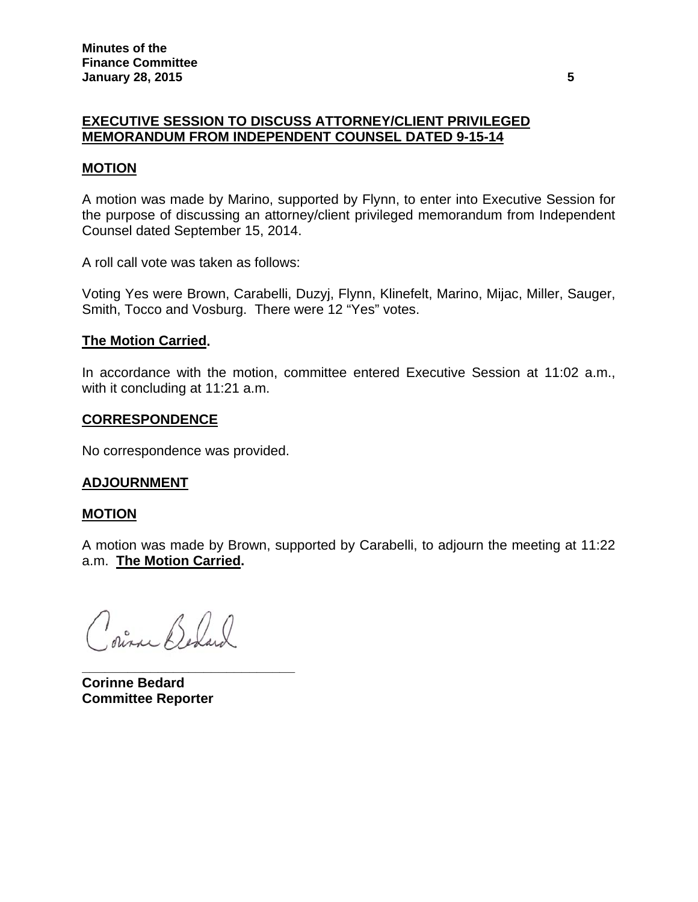## EXECUTIVE SESSION TO DISCUSS ATTORNEY/CLIENT PRIVILEGED MEMORANDUM FROM INDEPENDENT COUNSEL DATED 9-15-14

### MOTION

A motion was made by Marino, supported by Flynn, to enter into Executive Session for the purpose of discussing an attorney/client privileged memorandum from Independent Counsel dated September 15, 2014.

A roll call vote was taken as follows:

Voting Yes were Brown, Carabelli, Duzyj, Flynn, Klinefelt, Marino, Mijac, Miller, Sauger, Smith, Tocco and Vosburg. There were 12 "Yes" votes.

**The Motion Carried.**

In accordance with the motion, committee entered Executive Session at 11:02 a.m., with it concluding at 11:21 a.m.

## CORRESPONDENCE

No correspondence was provided.

## ADJOURNMENT

### MOTION

A motion was made by Brown, supported by Carabelli, to adjourn the meeting at 11:22 a.m. **The Motion Carried.**

Corinne Bedard

\_\_\_\_\_\_\_\_\_\_\_\_\_\_\_\_\_\_\_\_\_\_\_\_\_\_\_\_\_\_

**Corinne Bedard**
**Committee Reporter**